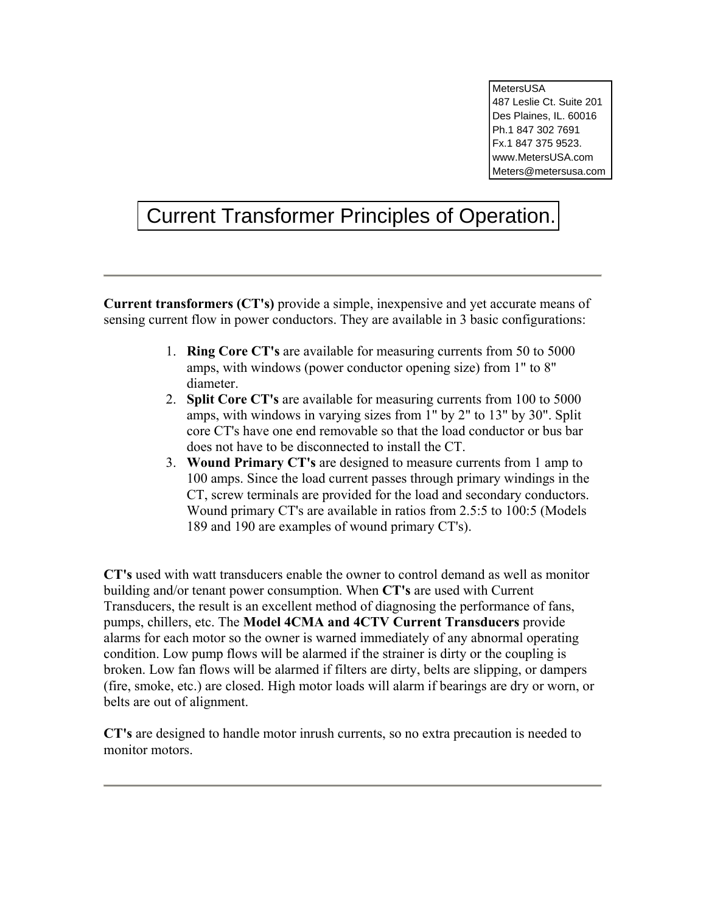MetersUSA
487 Leslie Ct. Suite 201
Des Plaines, IL. 60016
Ph.1 847 302 7691
Fx.1 847 375 9523.
www.MetersUSA.com
Meters@metersusa.com

# Current Transformer Principles of Operation.

---

**Current transformers (CT's)** provide a simple, inexpensive and yet accurate means of sensing current flow in power conductors. They are available in 3 basic configurations:

1. **Ring Core CT's** are available for measuring currents from 50 to 5000 amps, with windows (power conductor opening size) from 1" to 8" diameter.
2. **Split Core CT's** are available for measuring currents from 100 to 5000 amps, with windows in varying sizes from 1" by 2" to 13" by 30". Split core CT's have one end removable so that the load conductor or bus bar does not have to be disconnected to install the CT.
3. **Wound Primary CT's** are designed to measure currents from 1 amp to 100 amps. Since the load current passes through primary windings in the CT, screw terminals are provided for the load and secondary conductors. Wound primary CT's are available in ratios from 2.5:5 to 100:5 (Models 189 and 190 are examples of wound primary CT's).

**CT's** used with watt transducers enable the owner to control demand as well as monitor building and/or tenant power consumption. When **CT's** are used with Current Transducers, the result is an excellent method of diagnosing the performance of fans, pumps, chillers, etc. The **Model 4CMA and 4CTV Current Transducers** provide alarms for each motor so the owner is warned immediately of any abnormal operating condition. Low pump flows will be alarmed if the strainer is dirty or the coupling is broken. Low fan flows will be alarmed if filters are dirty, belts are slipping, or dampers (fire, smoke, etc.) are closed. High motor loads will alarm if bearings are dry or worn, or belts are out of alignment.

**CT's** are designed to handle motor inrush currents, so no extra precaution is needed to monitor motors.

---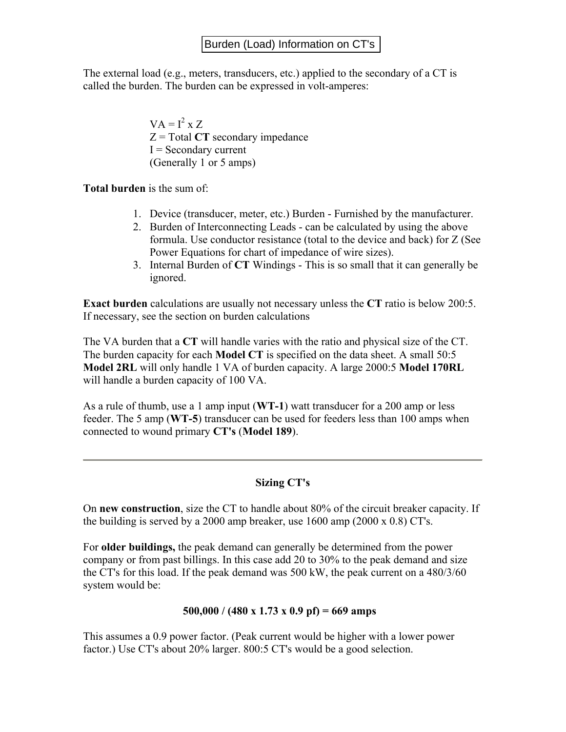## Burden (Load) Information on CT's

The external load (e.g., meters, transducers, etc.) applied to the secondary of a CT is called the burden. The burden can be expressed in volt-amperes:

$VA = I^2 \times Z$
Z = Total **CT** secondary impedance
I = Secondary current
(Generally 1 or 5 amps)

**Total burden** is the sum of:

1. Device (transducer, meter, etc.) Burden - Furnished by the manufacturer.
2. Burden of Interconnecting Leads - can be calculated by using the above formula. Use conductor resistance (total to the device and back) for Z (See Power Equations for chart of impedance of wire sizes).
3. Internal Burden of **CT** Windings - This is so small that it can generally be ignored.

**Exact burden** calculations are usually not necessary unless the **CT** ratio is below 200:5. If necessary, see the section on burden calculations

The VA burden that a **CT** will handle varies with the ratio and physical size of the CT. The burden capacity for each **Model CT** is specified on the data sheet. A small 50:5 **Model 2RL** will only handle 1 VA of burden capacity. A large 2000:5 **Model 170RL** will handle a burden capacity of 100 VA.

As a rule of thumb, use a 1 amp input (**WT-1**) watt transducer for a 200 amp or less feeder. The 5 amp (**WT-5**) transducer can be used for feeders less than 100 amps when connected to wound primary **CT's** (**Model 189**).

---

## Sizing CT's

On **new construction**, size the CT to handle about 80% of the circuit breaker capacity. If the building is served by a 2000 amp breaker, use 1600 amp (2000 x 0.8) CT's.

For **older buildings,** the peak demand can generally be determined from the power company or from past billings. In this case add 20 to 30% to the peak demand and size the CT's for this load. If the peak demand was 500 kW, the peak current on a 480/3/60 system would be:

$$500{,}000 / (480 \times 1.73 \times 0.9 \text{ pf}) = 669 \text{ amps}$$

This assumes a 0.9 power factor. (Peak current would be higher with a lower power factor.) Use CT's about 20% larger. 800:5 CT's would be a good selection.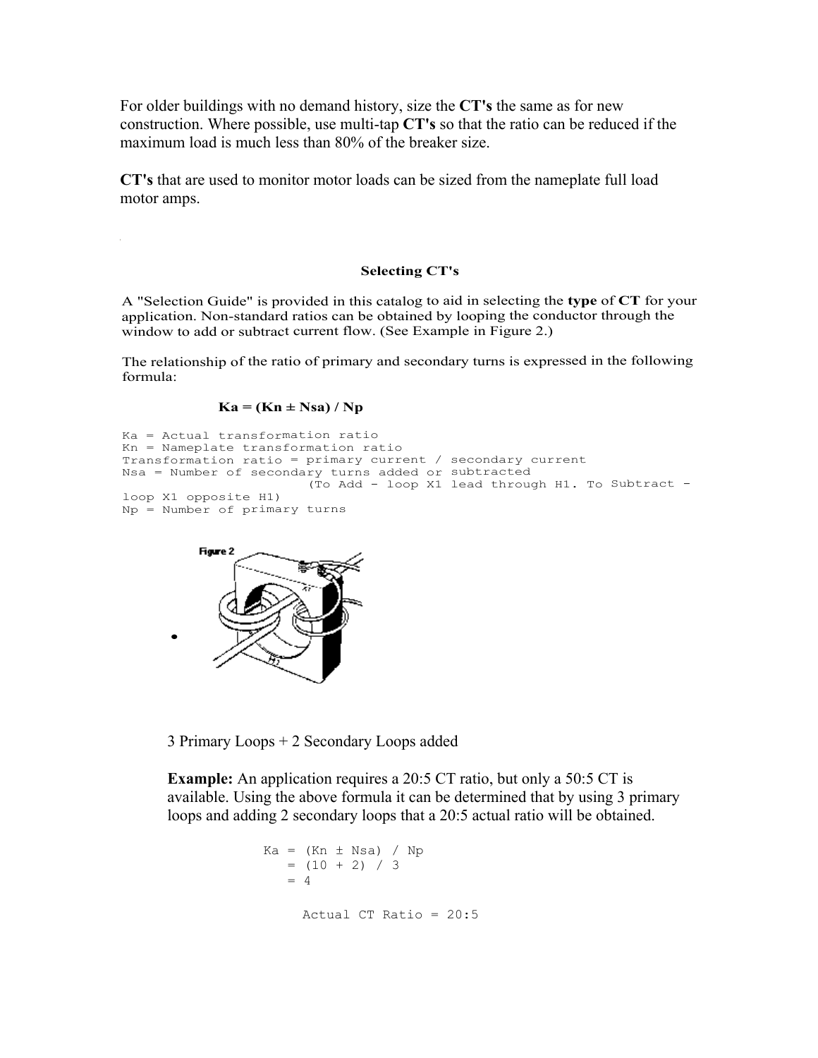For older buildings with no demand history, size the **CT's** the same as for new construction. Where possible, use multi-tap **CT's** so that the ratio can be reduced if the maximum load is much less than 80% of the breaker size.

**CT's** that are used to monitor motor loads can be sized from the nameplate full load motor amps.

### Selecting CT's

A "Selection Guide" is provided in this catalog to aid in selecting the **type** of **CT** for your application. Non-standard ratios can be obtained by looping the conductor through the window to add or subtract current flow. (See Example in Figure 2.)

The relationship of the ratio of primary and secondary turns is expressed in the following formula:

**Ka = (Kn ± Nsa) / Np**

```
Ka = Actual transformation ratio
Kn = Nameplate transformation ratio
Transformation ratio = primary current / secondary current
Nsa = Number of secondary turns added or subtracted
                    (To Add - loop X1 lead through H1. To Subtract -
loop X1 opposite H1)
Np = Number of primary turns
```

Figure 2

3 Primary Loops + 2 Secondary Loops added

**Example:** An application requires a 20:5 CT ratio, but only a 50:5 CT is available. Using the above formula it can be determined that by using 3 primary loops and adding 2 secondary loops that a 20:5 actual ratio will be obtained.

```
Ka = (Kn ± Nsa) / Np
   = (10 + 2) / 3
   = 4

     Actual CT Ratio = 20:5
```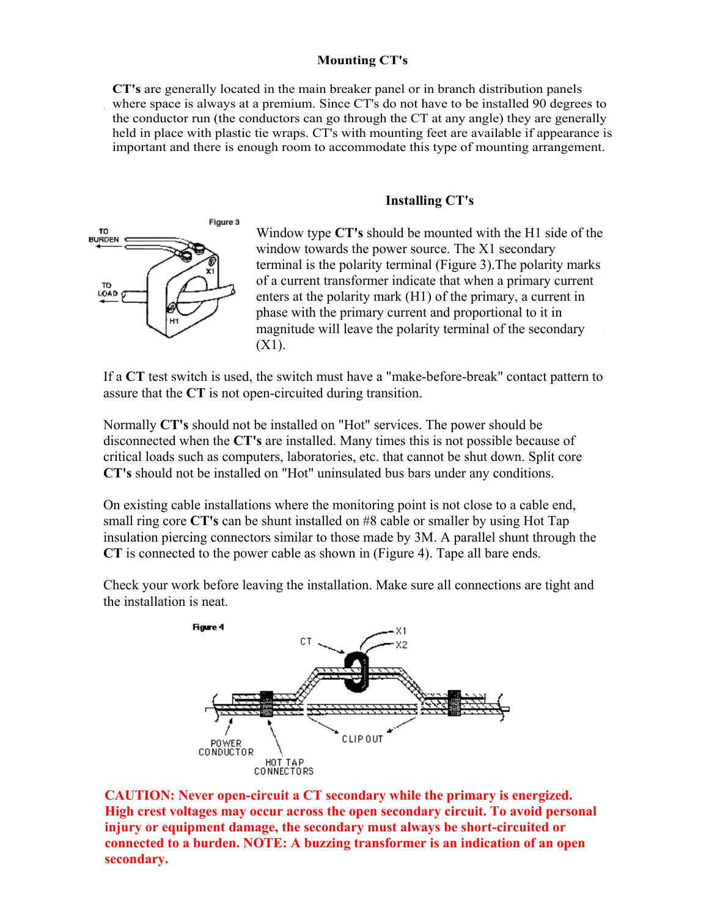## Mounting CT's

**CT's** are generally located in the main breaker panel or in branch distribution panels where space is always at a premium. Since CT's do not have to be installed 90 degrees to the conductor run (the conductors can go through the CT at any angle) they are generally held in place with plastic tie wraps. CT's with mounting feet are available if appearance is important and there is enough room to accommodate this type of mounting arrangement.

## Installing CT's

Figure 3

TO BURDEN

X1

TO LOAD

H1

Window type **CT's** should be mounted with the H1 side of the window towards the power source. The X1 secondary terminal is the polarity terminal (Figure 3).The polarity marks of a current transformer indicate that when a primary current enters at the polarity mark (H1) of the primary, a current in phase with the primary current and proportional to it in magnitude will leave the polarity terminal of the secondary (X1).

If a **CT** test switch is used, the switch must have a "make-before-break" contact pattern to assure that the **CT** is not open-circuited during transition.

Normally **CT's** should not be installed on "Hot" services. The power should be disconnected when the **CT's** are installed. Many times this is not possible because of critical loads such as computers, laboratories, etc. that cannot be shut down. Split core **CT's** should not be installed on "Hot" uninsulated bus bars under any conditions.

On existing cable installations where the monitoring point is not close to a cable end, small ring core **CT's** can be shunt installed on #8 cable or smaller by using Hot Tap insulation piercing connectors similar to those made by 3M. A parallel shunt through the **CT** is connected to the power cable as shown in (Figure 4). Tape all bare ends.

Check your work before leaving the installation. Make sure all connections are tight and the installation is neat.

Figure 4

CT

X1

X2

POWER CONDUCTOR

HOT TAP CONNECTORS

CLIP OUT

**CAUTION: Never open-circuit a CT secondary while the primary is energized. High crest voltages may occur across the open secondary circuit. To avoid personal injury or equipment damage, the secondary must always be short-circuited or connected to a burden. NOTE: A buzzing transformer is an indication of an open secondary.**